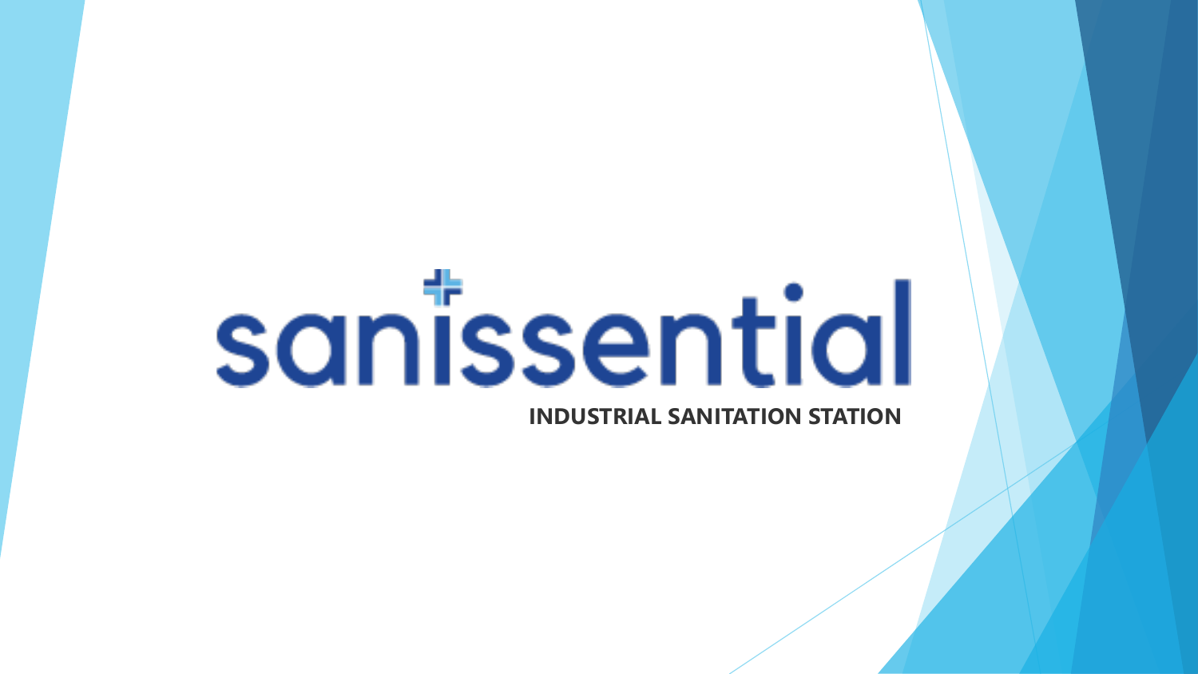# sanissential

**INDUSTRIAL SANITATION STATION**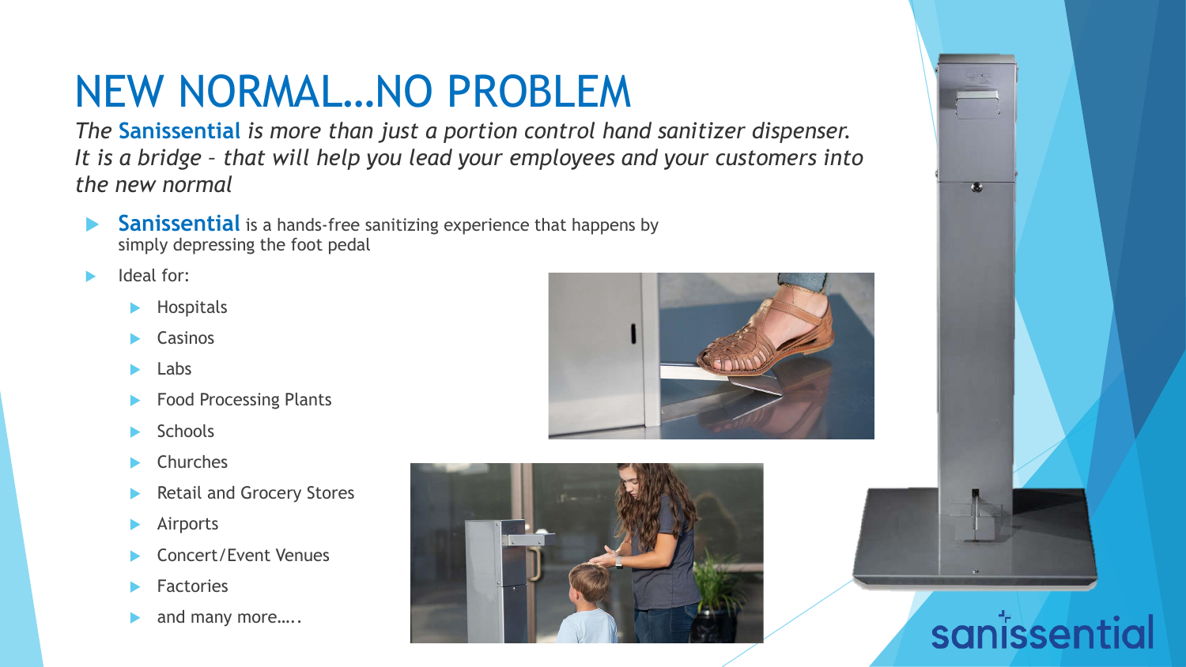# NEW NORMAL…NO PROBLEM

*The **Sanissential** is more than just a portion control hand sanitizer dispenser. It is a bridge – that will help you lead your employees and your customers into the new normal*

- **Sanissential** is a hands-free sanitizing experience that happens by simply depressing the foot pedal
- Ideal for:
  - Hospitals
  - Casinos
  - Labs
  - Food Processing Plants
  - Schools
  - Churches
  - Retail and Grocery Stores
  - Airports
  - Concert/Event Venues
  - Factories
  - and many more…..

sanissential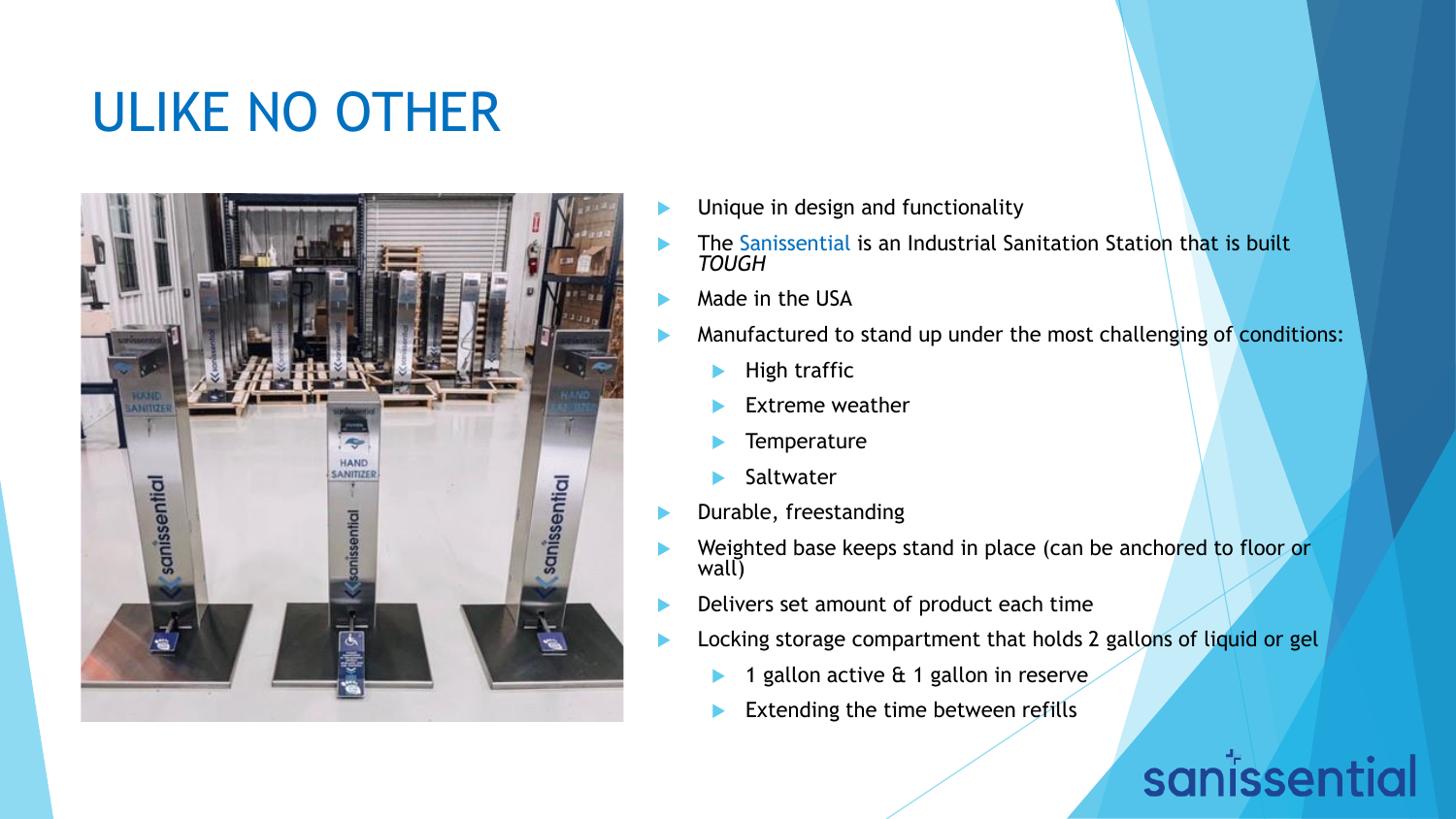# ULIKE NO OTHER

- Unique in design and functionality
- The Sanissential is an Industrial Sanitation Station that is built *TOUGH*
- Made in the USA
- Manufactured to stand up under the most challenging of conditions:
  - High traffic
  - Extreme weather
  - Temperature
  - Saltwater
- Durable, freestanding
- Weighted base keeps stand in place (can be anchored to floor or wall)
- Delivers set amount of product each time
- Locking storage compartment that holds 2 gallons of liquid or gel
  - 1 gallon active & 1 gallon in reserve
  - Extending the time between refills

sanissential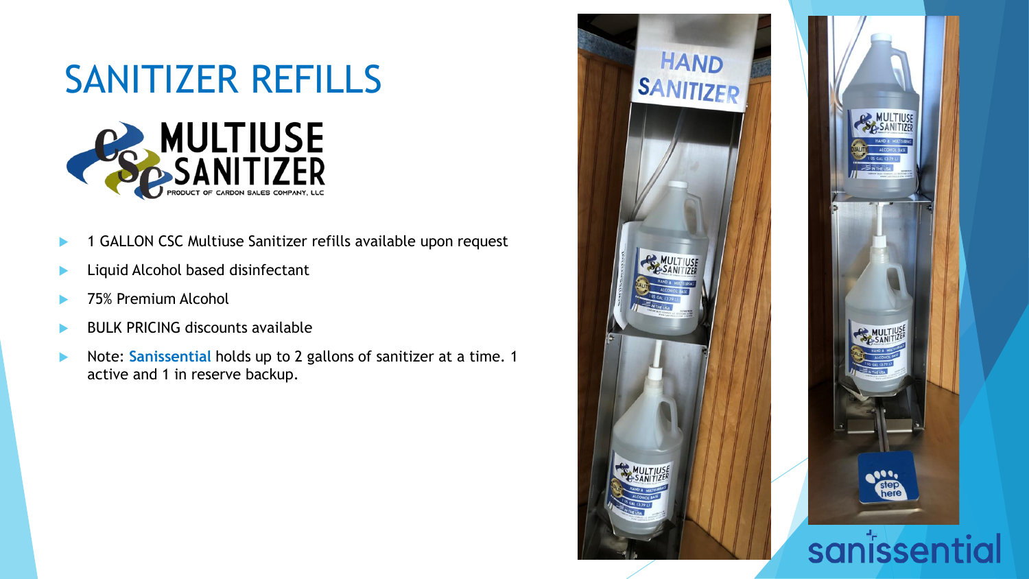# SANITIZER REFILLS

- 1 GALLON CSC Multiuse Sanitizer refills available upon request
- Liquid Alcohol based disinfectant
- 75% Premium Alcohol
- BULK PRICING discounts available
- Note: **Sanissential** holds up to 2 gallons of sanitizer at a time. 1 active and 1 in reserve backup.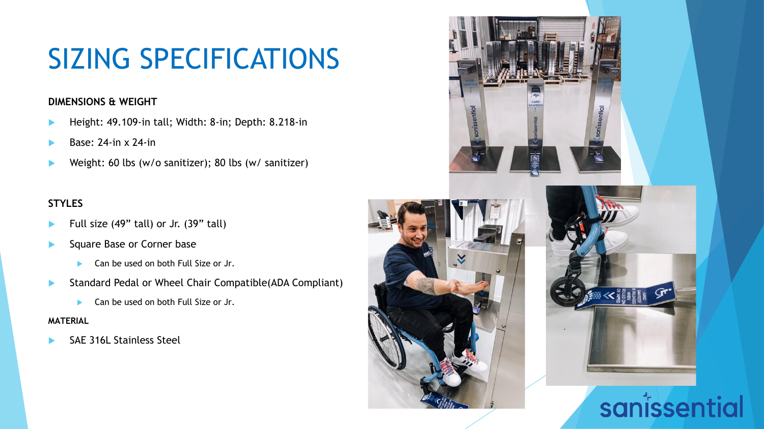# SIZING SPECIFICATIONS

**DIMENSIONS & WEIGHT**

- Height: 49.109-in tall; Width: 8-in; Depth: 8.218-in
- Base: 24-in x 24-in
- Weight: 60 lbs (w/o sanitizer); 80 lbs (w/ sanitizer)

**STYLES**

- Full size (49" tall) or Jr. (39" tall)
- Square Base or Corner base
  - Can be used on both Full Size or Jr.
- Standard Pedal or Wheel Chair Compatible(ADA Compliant)
  - Can be used on both Full Size or Jr.

**MATERIAL**

- SAE 316L Stainless Steel

sanissential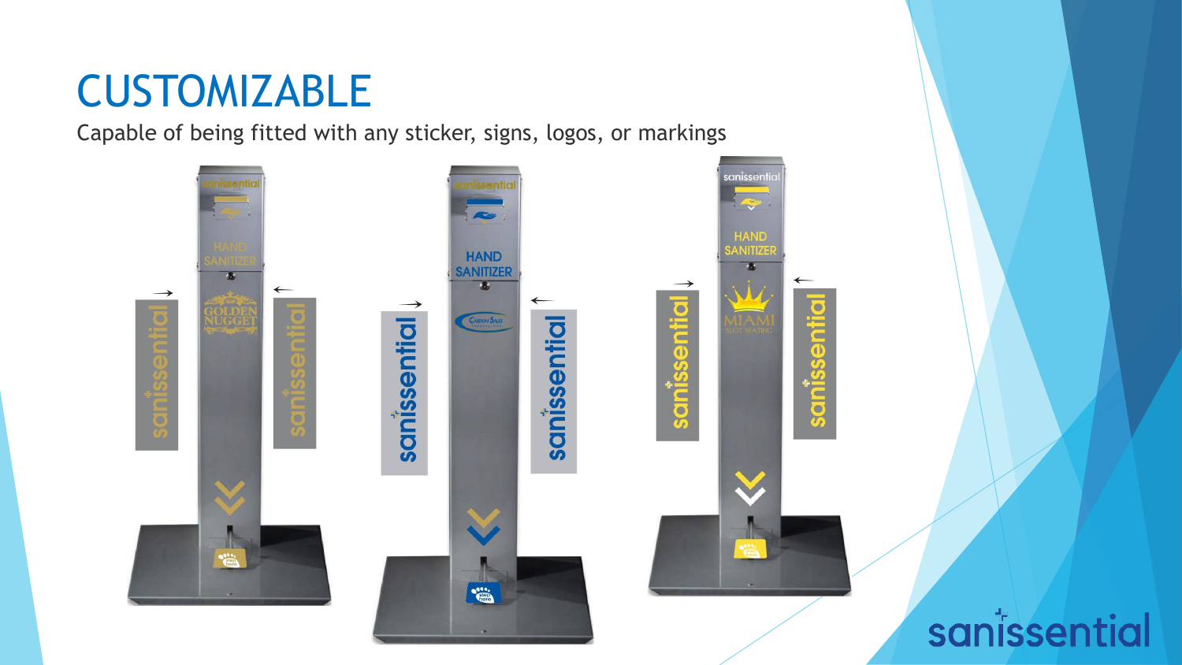# CUSTOMIZABLE

Capable of being fitted with any sticker, signs, logos, or markings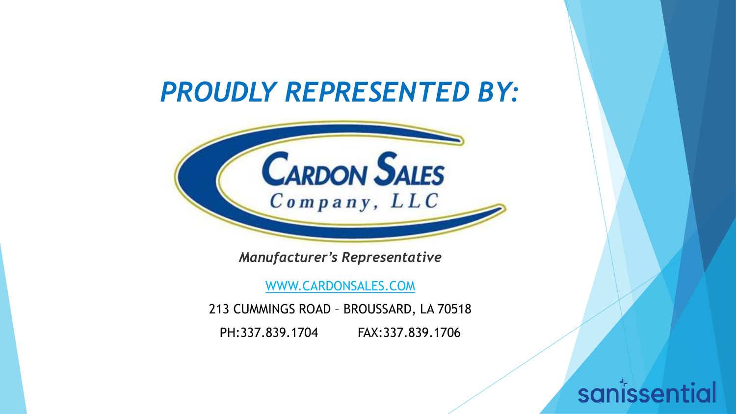# *PROUDLY REPRESENTED BY:*

CARDON SALES
Company, LLC

***Manufacturer's Representative***

[WWW.CARDONSALES.COM](http://WWW.CARDONSALES.COM)

213 CUMMINGS ROAD – BROUSSARD, LA 70518

PH:337.839.1704 FAX:337.839.1706

sanissential